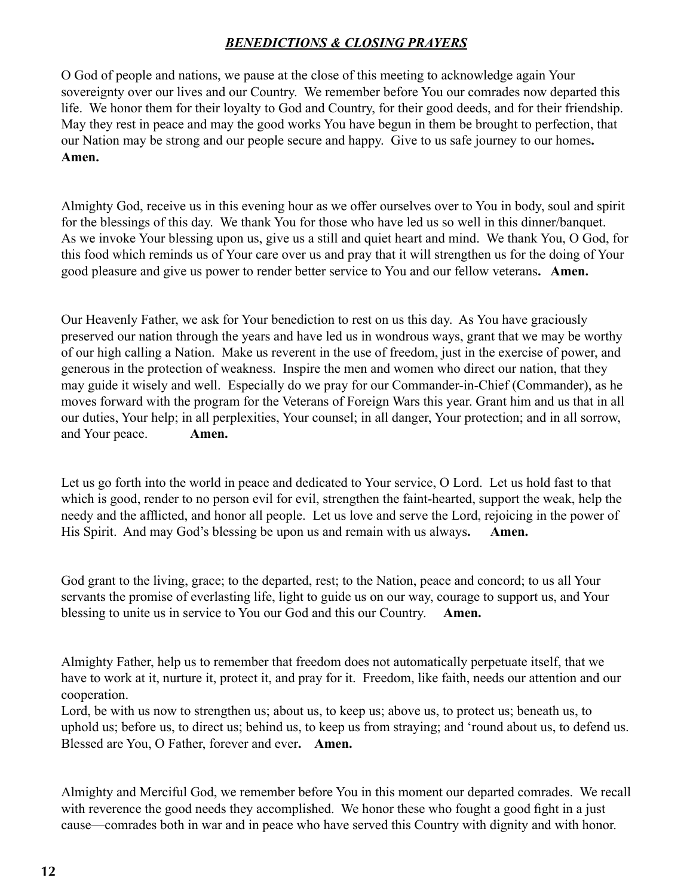## ***BENEDICTIONS & CLOSING PRAYERS***

O God of people and nations, we pause at the close of this meeting to acknowledge again Your sovereignty over our lives and our Country. We remember before You our comrades now departed this life. We honor them for their loyalty to God and Country, for their good deeds, and for their friendship. May they rest in peace and may the good works You have begun in them be brought to perfection, that our Nation may be strong and our people secure and happy. Give to us safe journey to our homes**. Amen.**

Almighty God, receive us in this evening hour as we offer ourselves over to You in body, soul and spirit for the blessings of this day. We thank You for those who have led us so well in this dinner/banquet. As we invoke Your blessing upon us, give us a still and quiet heart and mind. We thank You, O God, for this food which reminds us of Your care over us and pray that it will strengthen us for the doing of Your good pleasure and give us power to render better service to You and our fellow veterans**. Amen.**

Our Heavenly Father, we ask for Your benediction to rest on us this day. As You have graciously preserved our nation through the years and have led us in wondrous ways, grant that we may be worthy of our high calling a Nation. Make us reverent in the use of freedom, just in the exercise of power, and generous in the protection of weakness. Inspire the men and women who direct our nation, that they may guide it wisely and well. Especially do we pray for our Commander-in-Chief (Commander), as he moves forward with the program for the Veterans of Foreign Wars this year. Grant him and us that in all our duties, Your help; in all perplexities, Your counsel; in all danger, Your protection; and in all sorrow, and Your peace. **Amen.**

Let us go forth into the world in peace and dedicated to Your service, O Lord. Let us hold fast to that which is good, render to no person evil for evil, strengthen the faint-hearted, support the weak, help the needy and the afflicted, and honor all people. Let us love and serve the Lord, rejoicing in the power of His Spirit. And may God's blessing be upon us and remain with us always**. Amen.**

God grant to the living, grace; to the departed, rest; to the Nation, peace and concord; to us all Your servants the promise of everlasting life, light to guide us on our way, courage to support us, and Your blessing to unite us in service to You our God and this our Country. **Amen.**

Almighty Father, help us to remember that freedom does not automatically perpetuate itself, that we have to work at it, nurture it, protect it, and pray for it. Freedom, like faith, needs our attention and our cooperation.
Lord, be with us now to strengthen us; about us, to keep us; above us, to protect us; beneath us, to uphold us; before us, to direct us; behind us, to keep us from straying; and 'round about us, to defend us. Blessed are You, O Father, forever and ever**. Amen.**

Almighty and Merciful God, we remember before You in this moment our departed comrades. We recall with reverence the good needs they accomplished. We honor these who fought a good fight in a just cause—comrades both in war and in peace who have served this Country with dignity and with honor.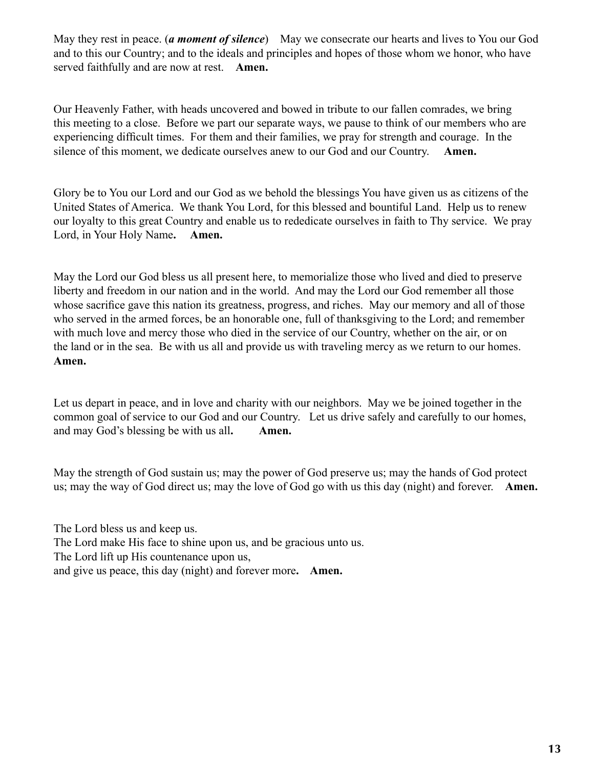May they rest in peace. (***a moment of silence***)   May we consecrate our hearts and lives to You our God and to this our Country; and to the ideals and principles and hopes of those whom we honor, who have served faithfully and are now at rest.   **Amen.**

Our Heavenly Father, with heads uncovered and bowed in tribute to our fallen comrades, we bring this meeting to a close. Before we part our separate ways, we pause to think of our members who are experiencing difficult times. For them and their families, we pray for strength and courage. In the silence of this moment, we dedicate ourselves anew to our God and our Country.   **Amen.**

Glory be to You our Lord and our God as we behold the blessings You have given us as citizens of the United States of America. We thank You Lord, for this blessed and bountiful Land. Help us to renew our loyalty to this great Country and enable us to rededicate ourselves in faith to Thy service. We pray Lord, in Your Holy Name**.**   **Amen.**

May the Lord our God bless us all present here, to memorialize those who lived and died to preserve liberty and freedom in our nation and in the world. And may the Lord our God remember all those whose sacrifice gave this nation its greatness, progress, and riches. May our memory and all of those who served in the armed forces, be an honorable one, full of thanksgiving to the Lord; and remember with much love and mercy those who died in the service of our Country, whether on the air, or on the land or in the sea. Be with us all and provide us with traveling mercy as we return to our homes. **Amen.**

Let us depart in peace, and in love and charity with our neighbors. May we be joined together in the common goal of service to our God and our Country. Let us drive safely and carefully to our homes, and may God's blessing be with us all**.**   **Amen.**

May the strength of God sustain us; may the power of God preserve us; may the hands of God protect us; may the way of God direct us; may the love of God go with us this day (night) and forever.   **Amen.**

The Lord bless us and keep us.
The Lord make His face to shine upon us, and be gracious unto us.
The Lord lift up His countenance upon us,
and give us peace, this day (night) and forever more**.**   **Amen.**